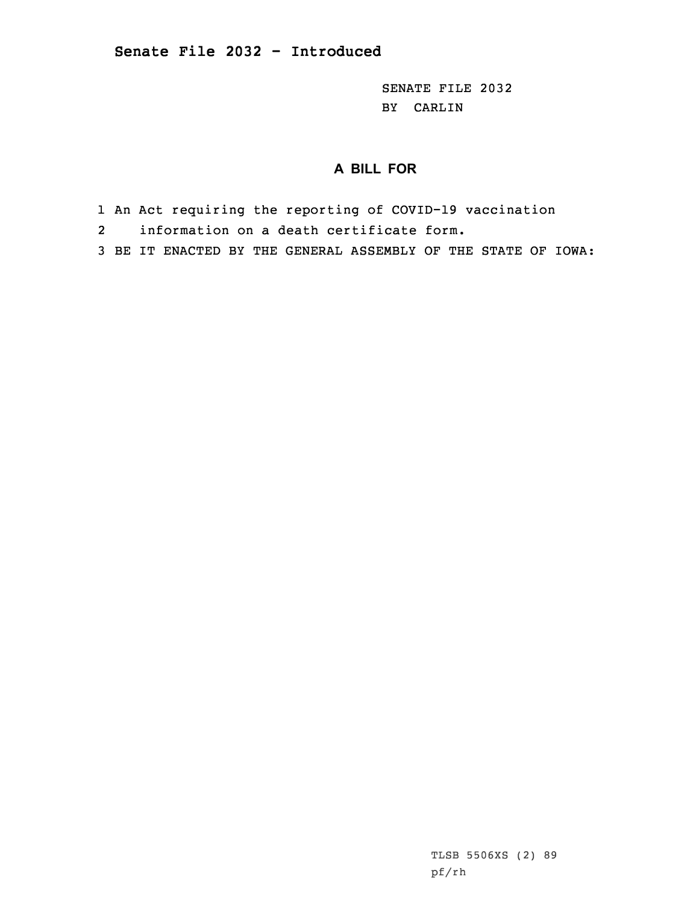**Senate File 2032 - Introduced**

SENATE FILE 2032
BY CARLIN

**A BILL FOR**

1 An Act requiring the reporting of COVID-19 vaccination
2 information on a death certificate form.
3 BE IT ENACTED BY THE GENERAL ASSEMBLY OF THE STATE OF IOWA:

TLSB 5506XS (2) 89
pf/rh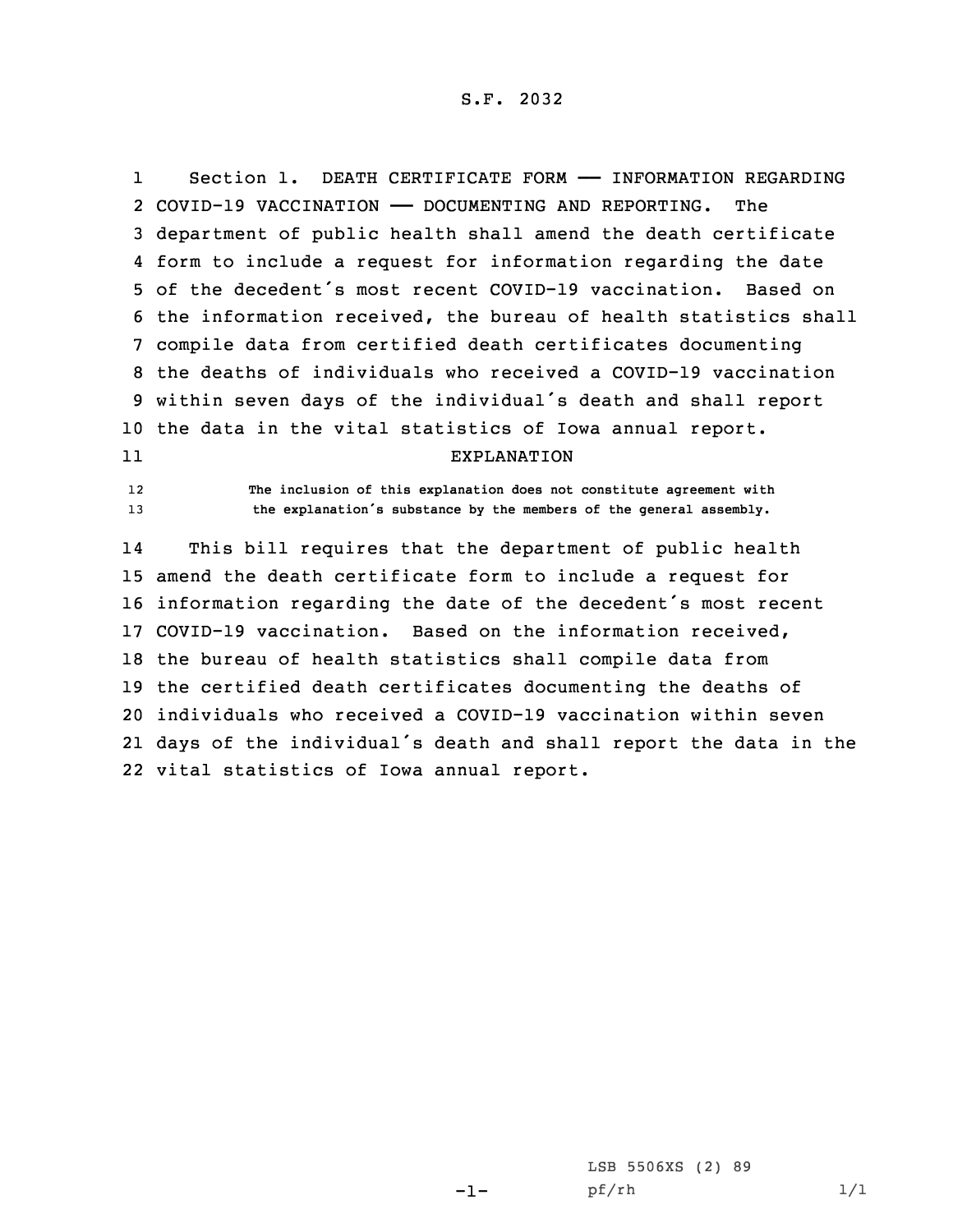S.F. 2032

Section 1. DEATH CERTIFICATE FORM —— INFORMATION REGARDING COVID-19 VACCINATION —— DOCUMENTING AND REPORTING. The department of public health shall amend the death certificate form to include a request for information regarding the date of the decedent's most recent COVID-19 vaccination. Based on the information received, the bureau of health statistics shall compile data from certified death certificates documenting the deaths of individuals who received a COVID-19 vaccination within seven days of the individual's death and shall report the data in the vital statistics of Iowa annual report.

EXPLANATION

The inclusion of this explanation does not constitute agreement with the explanation's substance by the members of the general assembly.

This bill requires that the department of public health amend the death certificate form to include a request for information regarding the date of the decedent's most recent COVID-19 vaccination. Based on the information received, the bureau of health statistics shall compile data from the certified death certificates documenting the deaths of individuals who received a COVID-19 vaccination within seven days of the individual's death and shall report the data in the vital statistics of Iowa annual report.

LSB 5506XS (2) 89
pf/rh